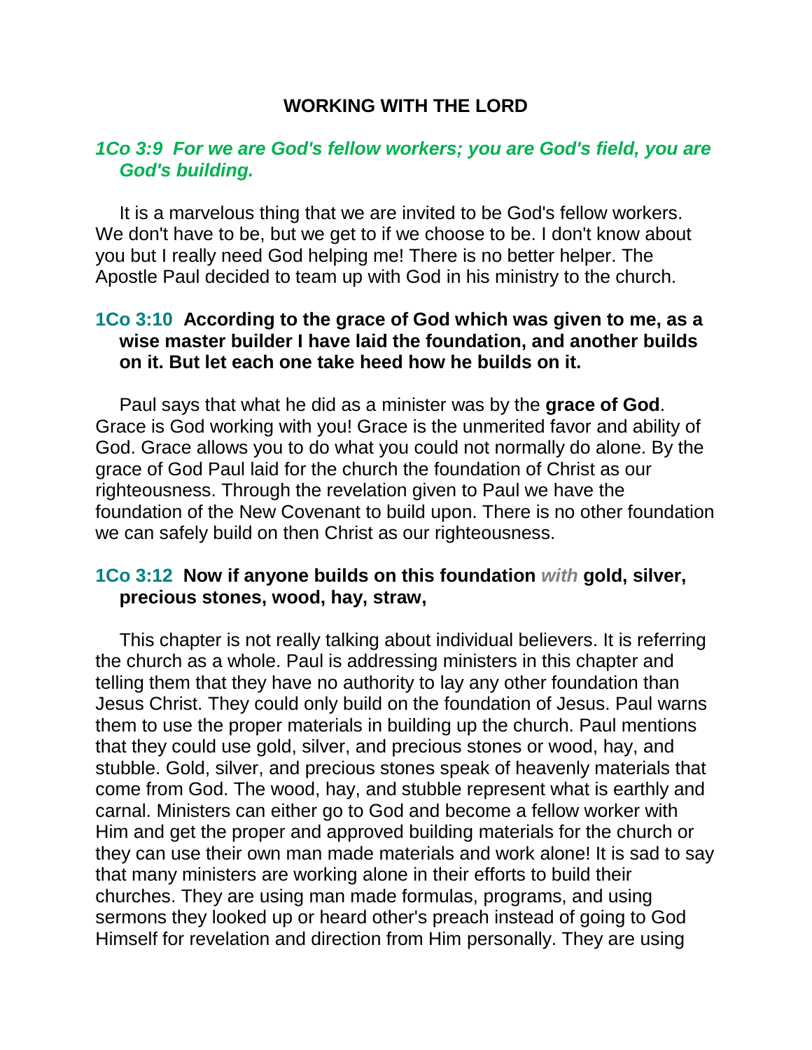# WORKING WITH THE LORD

***1Co 3:9 For we are God's fellow workers; you are God's field, you are God's building.***

It is a marvelous thing that we are invited to be God's fellow workers. We don't have to be, but we get to if we choose to be. I don't know about you but I really need God helping me! There is no better helper. The Apostle Paul decided to team up with God in his ministry to the church.

**1Co 3:10 According to the grace of God which was given to me, as a wise master builder I have laid the foundation, and another builds on it. But let each one take heed how he builds on it.**

Paul says that what he did as a minister was by the **grace of God**. Grace is God working with you! Grace is the unmerited favor and ability of God. Grace allows you to do what you could not normally do alone. By the grace of God Paul laid for the church the foundation of Christ as our righteousness. Through the revelation given to Paul we have the foundation of the New Covenant to build upon. There is no other foundation we can safely build on then Christ as our righteousness.

**1Co 3:12 Now if anyone builds on this foundation *with* gold, silver, precious stones, wood, hay, straw,**

This chapter is not really talking about individual believers. It is referring the church as a whole. Paul is addressing ministers in this chapter and telling them that they have no authority to lay any other foundation than Jesus Christ. They could only build on the foundation of Jesus. Paul warns them to use the proper materials in building up the church. Paul mentions that they could use gold, silver, and precious stones or wood, hay, and stubble. Gold, silver, and precious stones speak of heavenly materials that come from God. The wood, hay, and stubble represent what is earthly and carnal. Ministers can either go to God and become a fellow worker with Him and get the proper and approved building materials for the church or they can use their own man made materials and work alone! It is sad to say that many ministers are working alone in their efforts to build their churches. They are using man made formulas, programs, and using sermons they looked up or heard other's preach instead of going to God Himself for revelation and direction from Him personally. They are using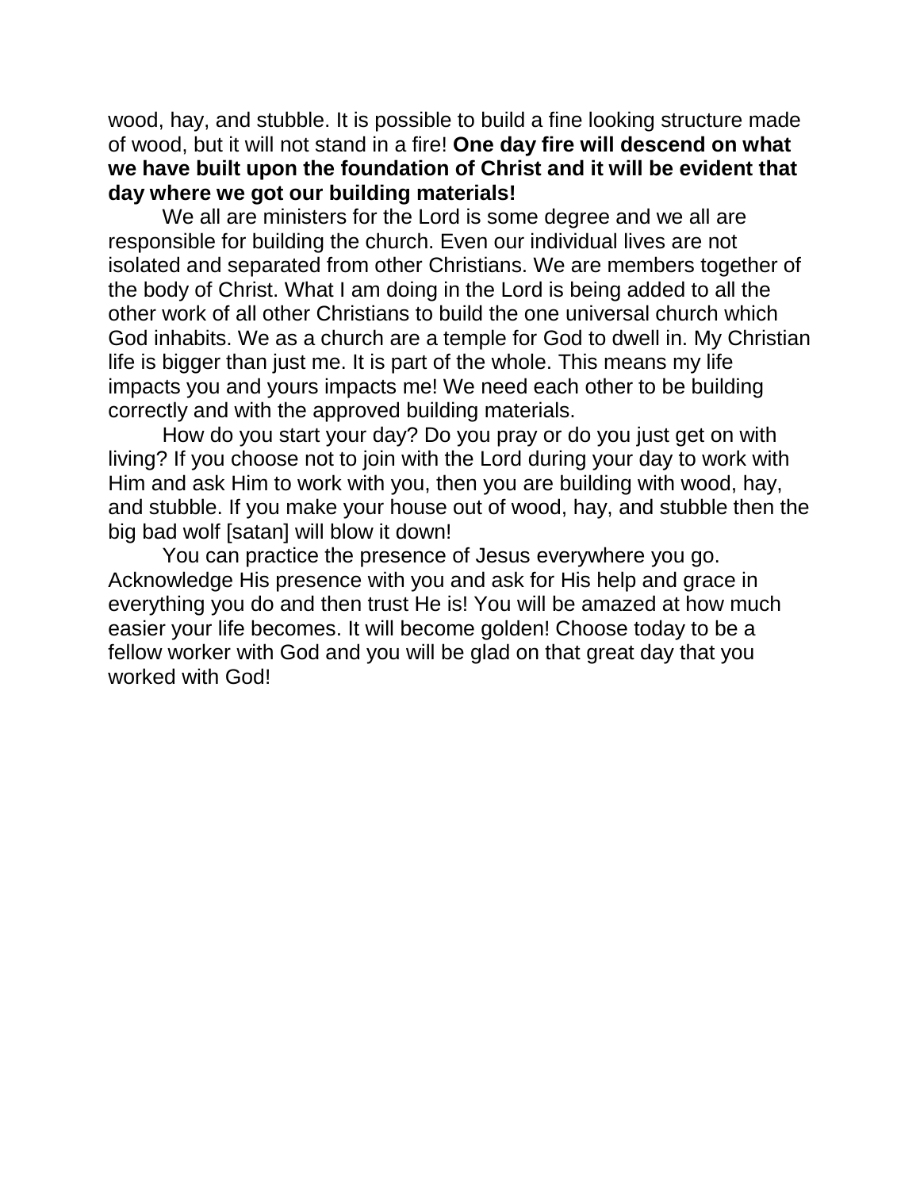wood, hay, and stubble. It is possible to build a fine looking structure made of wood, but it will not stand in a fire! **One day fire will descend on what we have built upon the foundation of Christ and it will be evident that day where we got our building materials!**

We all are ministers for the Lord is some degree and we all are responsible for building the church. Even our individual lives are not isolated and separated from other Christians. We are members together of the body of Christ. What I am doing in the Lord is being added to all the other work of all other Christians to build the one universal church which God inhabits. We as a church are a temple for God to dwell in. My Christian life is bigger than just me. It is part of the whole. This means my life impacts you and yours impacts me! We need each other to be building correctly and with the approved building materials.

How do you start your day? Do you pray or do you just get on with living? If you choose not to join with the Lord during your day to work with Him and ask Him to work with you, then you are building with wood, hay, and stubble. If you make your house out of wood, hay, and stubble then the big bad wolf [satan] will blow it down!

You can practice the presence of Jesus everywhere you go. Acknowledge His presence with you and ask for His help and grace in everything you do and then trust He is! You will be amazed at how much easier your life becomes. It will become golden! Choose today to be a fellow worker with God and you will be glad on that great day that you worked with God!